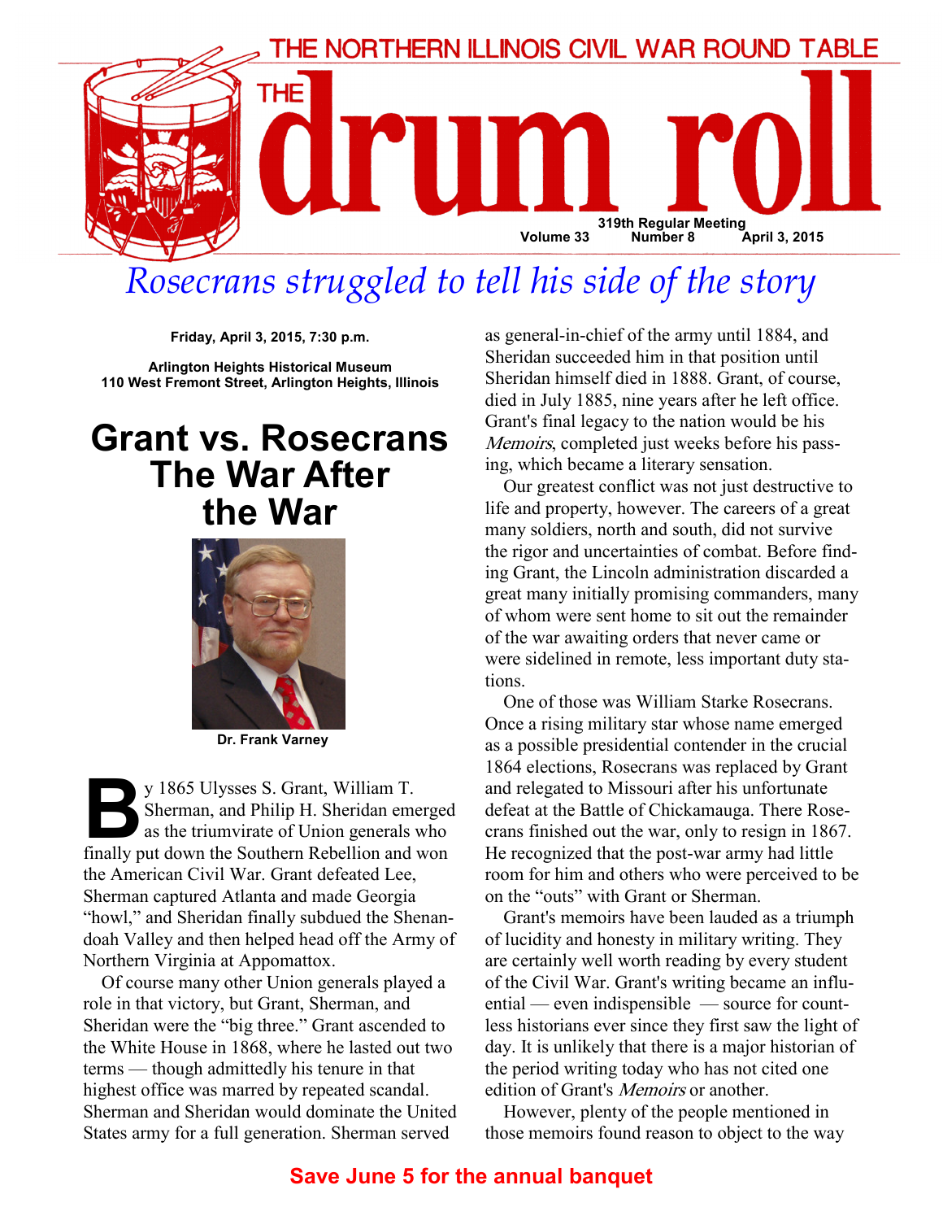THE NORTHERN ILLINOIS CIVIL WAR ROUND TABLE

# THE drum roll

319th Regular Meeting
Volume 33 Number 8 April 3, 2015

## *Rosecrans struggled to tell his side of the story*

**Friday, April 3, 2015, 7:30 p.m.**

**Arlington Heights Historical Museum**
**110 West Fremont Street, Arlington Heights, Illinois**

# Grant vs. Rosecrans The War After the War

**Dr. Frank Varney**

By 1865 Ulysses S. Grant, William T. Sherman, and Philip H. Sheridan emerged as the triumvirate of Union generals who finally put down the Southern Rebellion and won the American Civil War. Grant defeated Lee, Sherman captured Atlanta and made Georgia "howl," and Sheridan finally subdued the Shenandoah Valley and then helped head off the Army of Northern Virginia at Appomattox.

Of course many other Union generals played a role in that victory, but Grant, Sherman, and Sheridan were the "big three." Grant ascended to the White House in 1868, where he lasted out two terms — though admittedly his tenure in that highest office was marred by repeated scandal. Sherman and Sheridan would dominate the United States army for a full generation. Sherman served as general-in-chief of the army until 1884, and Sheridan succeeded him in that position until Sheridan himself died in 1888. Grant, of course, died in July 1885, nine years after he left office. Grant's final legacy to the nation would be his *Memoirs*, completed just weeks before his passing, which became a literary sensation.

Our greatest conflict was not just destructive to life and property, however. The careers of a great many soldiers, north and south, did not survive the rigor and uncertainties of combat. Before finding Grant, the Lincoln administration discarded a great many initially promising commanders, many of whom were sent home to sit out the remainder of the war awaiting orders that never came or were sidelined in remote, less important duty stations.

One of those was William Starke Rosecrans. Once a rising military star whose name emerged as a possible presidential contender in the crucial 1864 elections, Rosecrans was replaced by Grant and relegated to Missouri after his unfortunate defeat at the Battle of Chickamauga. There Rosecrans finished out the war, only to resign in 1867. He recognized that the post-war army had little room for him and others who were perceived to be on the "outs" with Grant or Sherman.

Grant's memoirs have been lauded as a triumph of lucidity and honesty in military writing. They are certainly well worth reading by every student of the Civil War. Grant's writing became an influential — even indispensible — source for countless historians ever since they first saw the light of day. It is unlikely that there is a major historian of the period writing today who has not cited one edition of Grant's *Memoirs* or another.

However, plenty of the people mentioned in those memoirs found reason to object to the way

**Save June 5 for the annual banquet**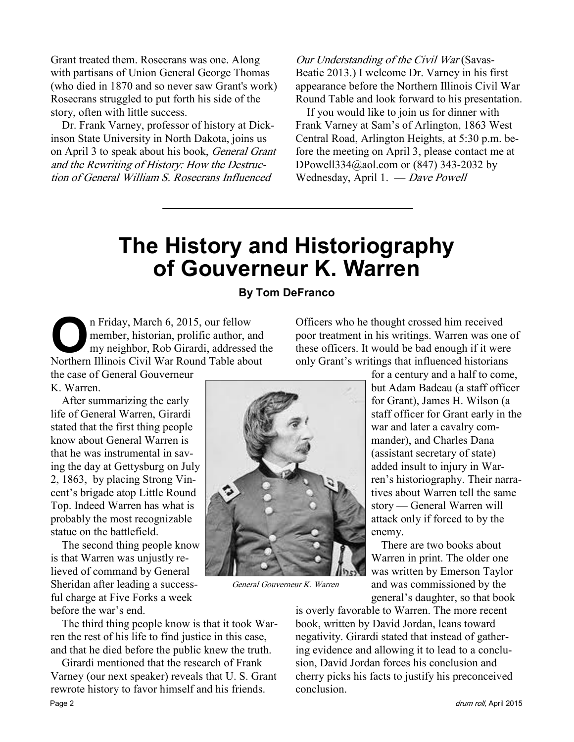Grant treated them. Rosecrans was one. Along with partisans of Union General George Thomas (who died in 1870 and so never saw Grant's work) Rosecrans struggled to put forth his side of the story, often with little success.

Dr. Frank Varney, professor of history at Dickinson State University in North Dakota, joins us on April 3 to speak about his book, *General Grant and the Rewriting of History: How the Destruction of General William S. Rosecrans Influenced Our Understanding of the Civil War* (Savas-Beatie 2013.) I welcome Dr. Varney in his first appearance before the Northern Illinois Civil War Round Table and look forward to his presentation.

If you would like to join us for dinner with Frank Varney at Sam's of Arlington, 1863 West Central Road, Arlington Heights, at 5:30 p.m. before the meeting on April 3, please contact me at DPowell334@aol.com or (847) 343-2032 by Wednesday, April 1. — *Dave Powell*

---

# The History and Historiography of Gouverneur K. Warren

**By Tom DeFranco**

On Friday, March 6, 2015, our fellow member, historian, prolific author, and my neighbor, Rob Girardi, addressed the Northern Illinois Civil War Round Table about the case of General Gouverneur K. Warren.

After summarizing the early life of General Warren, Girardi stated that the first thing people know about General Warren is that he was instrumental in saving the day at Gettysburg on July 2, 1863, by placing Strong Vincent's brigade atop Little Round Top. Indeed Warren has what is probably the most recognizable statue on the battlefield.

The second thing people know is that Warren was unjustly relieved of command by General Sheridan after leading a successful charge at Five Forks a week before the war's end.

The third thing people know is that it took Warren the rest of his life to find justice in this case, and that he died before the public knew the truth.

Girardi mentioned that the research of Frank Varney (our next speaker) reveals that U. S. Grant rewrote history to favor himself and his friends. Officers who he thought crossed him received poor treatment in his writings. Warren was one of these officers. It would be bad enough if it were only Grant's writings that influenced historians for a century and a half to come, but Adam Badeau (a staff officer for Grant), James H. Wilson (a staff officer for Grant early in the war and later a cavalry commander), and Charles Dana (assistant secretary of state) added insult to injury in Warren's historiography. Their narratives about Warren tell the same story — General Warren will attack only if forced to by the enemy.

*General Gouverneur K. Warren*

There are two books about Warren in print. The older one was written by Emerson Taylor and was commissioned by the general's daughter, so that book is overly favorable to Warren. The more recent book, written by David Jordan, leans toward negativity. Girardi stated that instead of gathering evidence and allowing it to lead to a conclusion, David Jordan forces his conclusion and cherry picks his facts to justify his preconceived conclusion.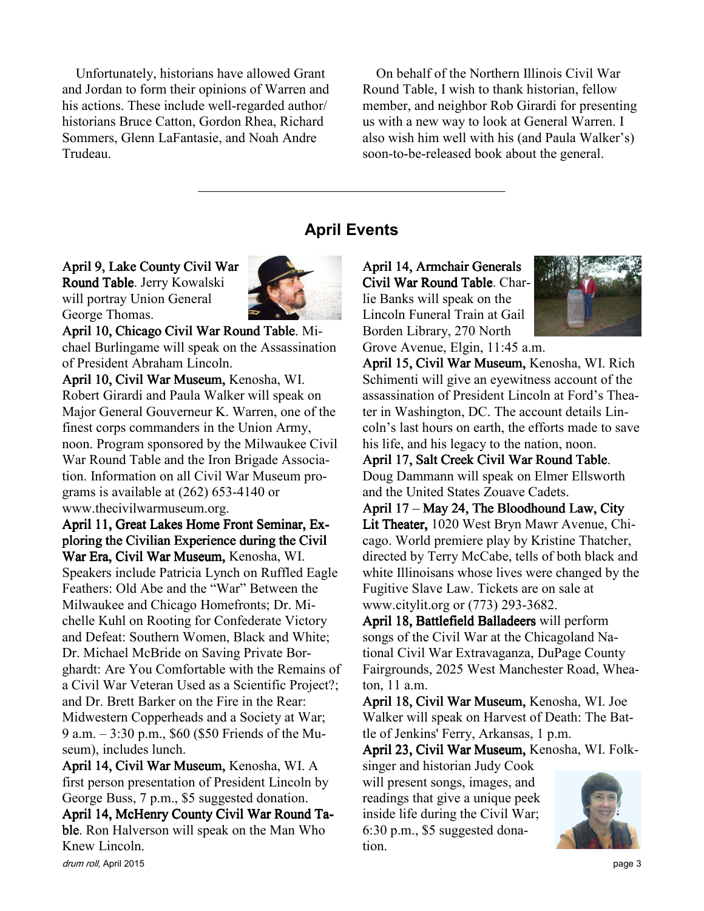Unfortunately, historians have allowed Grant and Jordan to form their opinions of Warren and his actions. These include well-regarded author/historians Bruce Catton, Gordon Rhea, Richard Sommers, Glenn LaFantasie, and Noah Andre Trudeau.

On behalf of the Northern Illinois Civil War Round Table, I wish to thank historian, fellow member, and neighbor Rob Girardi for presenting us with a new way to look at General Warren. I also wish him well with his (and Paula Walker's) soon-to-be-released book about the general.

---

## April Events

**April 9, Lake County Civil War Round Table**. Jerry Kowalski will portray Union General George Thomas.

**April 10, Chicago Civil War Round Table**. Michael Burlingame will speak on the Assassination of President Abraham Lincoln.

**April 10, Civil War Museum,** Kenosha, WI. Robert Girardi and Paula Walker will speak on Major General Gouverneur K. Warren, one of the finest corps commanders in the Union Army, noon. Program sponsored by the Milwaukee Civil War Round Table and the Iron Brigade Association. Information on all Civil War Museum programs is available at (262) 653-4140 or www.thecivilwarmuseum.org.

**April 11, Great Lakes Home Front Seminar, Exploring the Civilian Experience during the Civil War Era, Civil War Museum,** Kenosha, WI. Speakers include Patricia Lynch on Ruffled Eagle Feathers: Old Abe and the "War" Between the Milwaukee and Chicago Homefronts; Dr. Michelle Kuhl on Rooting for Confederate Victory and Defeat: Southern Women, Black and White; Dr. Michael McBride on Saving Private Borghardt: Are You Comfortable with the Remains of a Civil War Veteran Used as a Scientific Project?; and Dr. Brett Barker on the Fire in the Rear: Midwestern Copperheads and a Society at War; 9 a.m. – 3:30 p.m., $60 ($50 Friends of the Museum), includes lunch.

**April 14, Civil War Museum,** Kenosha, WI. A first person presentation of President Lincoln by George Buss, 7 p.m., $5 suggested donation.

**April 14, McHenry County Civil War Round Table**. Ron Halverson will speak on the Man Who Knew Lincoln.

**April 14, Armchair Generals Civil War Round Table**. Charlie Banks will speak on the Lincoln Funeral Train at Gail Borden Library, 270 North Grove Avenue, Elgin, 11:45 a.m.

**April 15, Civil War Museum,** Kenosha, WI. Rich Schimenti will give an eyewitness account of the assassination of President Lincoln at Ford's Theater in Washington, DC. The account details Lincoln's last hours on earth, the efforts made to save his life, and his legacy to the nation, noon.

**April 17, Salt Creek Civil War Round Table**. Doug Dammann will speak on Elmer Ellsworth and the United States Zouave Cadets.

**April 17 – May 24, The Bloodhound Law, City Lit Theater,** 1020 West Bryn Mawr Avenue, Chicago. World premiere play by Kristine Thatcher, directed by Terry McCabe, tells of both black and white Illinoisans whose lives were changed by the Fugitive Slave Law. Tickets are on sale at www.citylit.org or (773) 293-3682.

**April 18, Battlefield Balladeers** will perform songs of the Civil War at the Chicagoland National Civil War Extravaganza, DuPage County Fairgrounds, 2025 West Manchester Road, Wheaton, 11 a.m.

**April 18, Civil War Museum,** Kenosha, WI. Joe Walker will speak on Harvest of Death: The Battle of Jenkins' Ferry, Arkansas, 1 p.m.

**April 23, Civil War Museum,** Kenosha, WI. Folksinger and historian Judy Cook will present songs, images, and readings that give a unique peek inside life during the Civil War; 6:30 p.m., $5 suggested donation.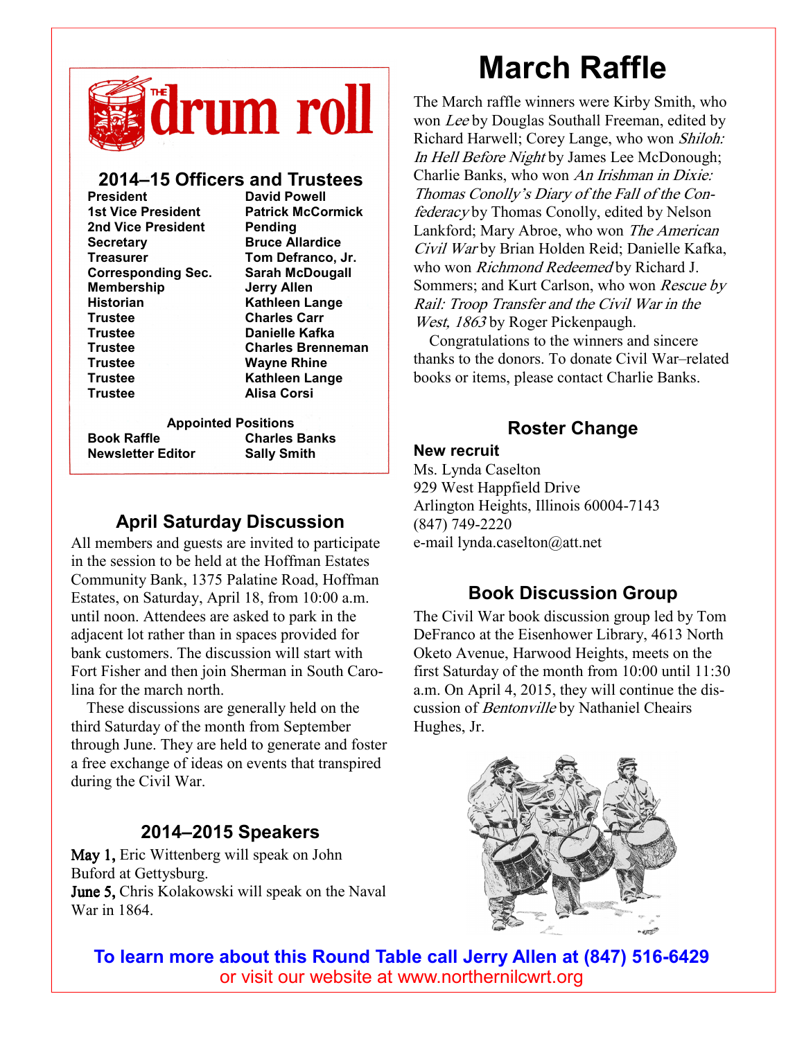# THE drum roll

## 2014–15 Officers and Trustees

| | |
|---|---|
| President | David Powell |
| 1st Vice President | Patrick McCormick |
| 2nd Vice President | Pending |
| Secretary | Bruce Allardice |
| Treasurer | Tom Defranco, Jr. |
| Corresponding Sec. | Sarah McDougall |
| Membership | Jerry Allen |
| Historian | Kathleen Lange |
| Trustee | Charles Carr |
| Trustee | Danielle Kafka |
| Trustee | Charles Brenneman |
| Trustee | Wayne Rhine |
| Trustee | Kathleen Lange |
| Trustee | Alisa Corsi |

**Appointed Positions**

| | |
|---|---|
| Book Raffle | Charles Banks |
| Newsletter Editor | Sally Smith |

## April Saturday Discussion

All members and guests are invited to participate in the session to be held at the Hoffman Estates Community Bank, 1375 Palatine Road, Hoffman Estates, on Saturday, April 18, from 10:00 a.m. until noon. Attendees are asked to park in the adjacent lot rather than in spaces provided for bank customers. The discussion will start with Fort Fisher and then join Sherman in South Carolina for the march north.

These discussions are generally held on the third Saturday of the month from September through June. They are held to generate and foster a free exchange of ideas on events that transpired during the Civil War.

## 2014–2015 Speakers

**May 1,** Eric Wittenberg will speak on John Buford at Gettysburg.
**June 5,** Chris Kolakowski will speak on the Naval War in 1864.

# March Raffle

The March raffle winners were Kirby Smith, who won *Lee* by Douglas Southall Freeman, edited by Richard Harwell; Corey Lange, who won *Shiloh: In Hell Before Night* by James Lee McDonough; Charlie Banks, who won *An Irishman in Dixie: Thomas Conolly's Diary of the Fall of the Confederacy* by Thomas Conolly, edited by Nelson Lankford; Mary Abroe, who won *The American Civil War* by Brian Holden Reid; Danielle Kafka, who won *Richmond Redeemed* by Richard J. Sommers; and Kurt Carlson, who won *Rescue by Rail: Troop Transfer and the Civil War in the West, 1863* by Roger Pickenpaugh.

Congratulations to the winners and sincere thanks to the donors. To donate Civil War–related books or items, please contact Charlie Banks.

## Roster Change

**New recruit**
Ms. Lynda Caselton
929 West Happfield Drive
Arlington Heights, Illinois 60004-7143
(847) 749-2220
e-mail lynda.caselton@att.net

## Book Discussion Group

The Civil War book discussion group led by Tom DeFranco at the Eisenhower Library, 4613 North Oketo Avenue, Harwood Heights, meets on the first Saturday of the month from 10:00 until 11:30 a.m. On April 4, 2015, they will continue the discussion of *Bentonville* by Nathaniel Cheairs Hughes, Jr.

**To learn more about this Round Table call Jerry Allen at (847) 516-6429**
or visit our website at www.northernilcwrt.org